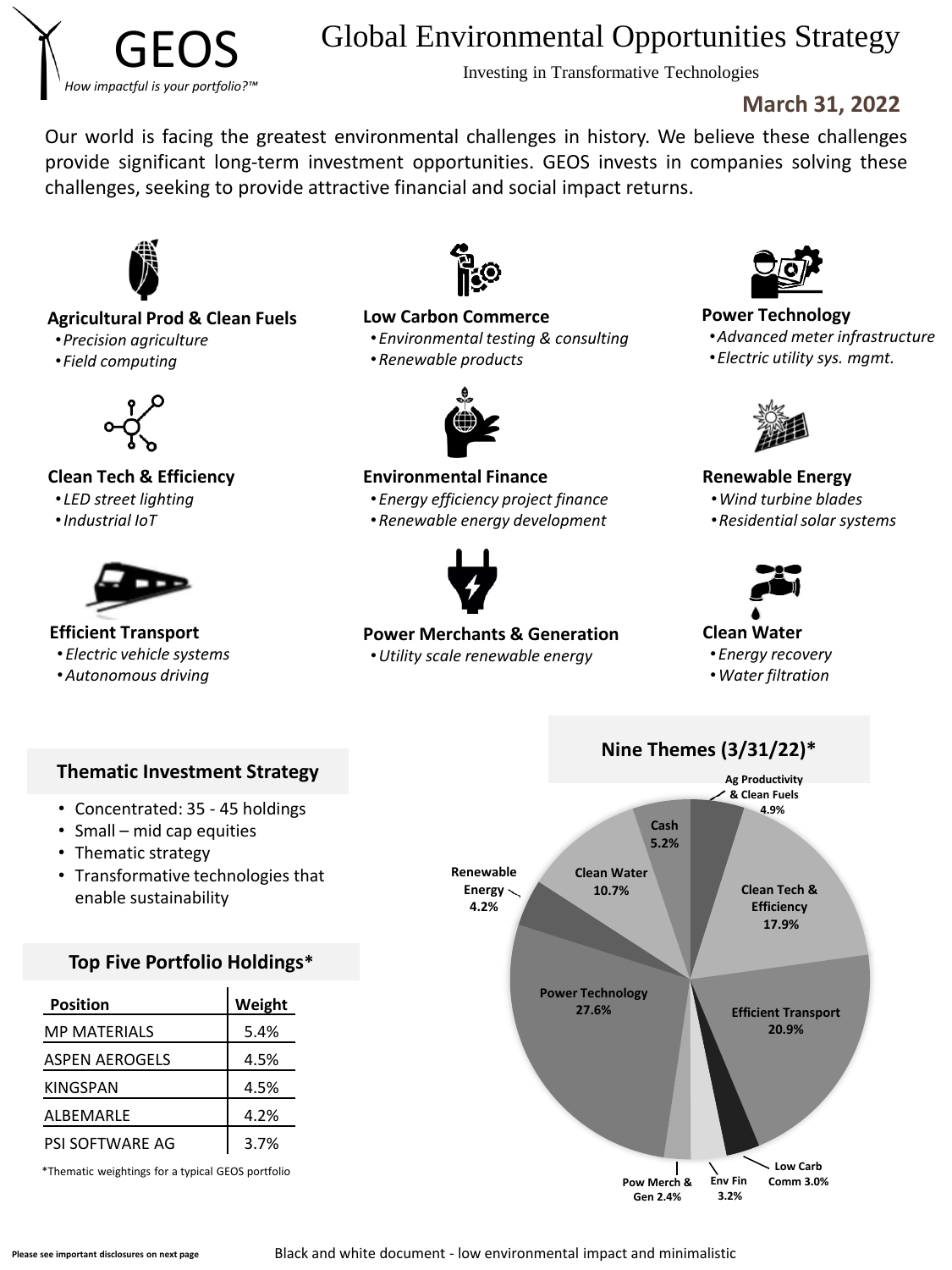# GEOS

*How impactful is your portfolio?™*

# Global Environmental Opportunities Strategy

Investing in Transformative Technologies

**March 31, 2022**

Our world is facing the greatest environmental challenges in history. We believe these challenges provide significant long-term investment opportunities. GEOS invests in companies solving these challenges, seeking to provide attractive financial and social impact returns.

**Agricultural Prod & Clean Fuels**
- *Precision agriculture*
- *Field computing*

**Low Carbon Commerce**
- *Environmental testing & consulting*
- *Renewable products*

**Power Technology**
- *Advanced meter infrastructure*
- *Electric utility sys. mgmt.*

**Clean Tech & Efficiency**
- *LED street lighting*
- *Industrial IoT*

**Environmental Finance**
- *Energy efficiency project finance*
- *Renewable energy development*

**Renewable Energy**
- *Wind turbine blades*
- *Residential solar systems*

**Efficient Transport**
- *Electric vehicle systems*
- *Autonomous driving*

**Power Merchants & Generation**
- *Utility scale renewable energy*

**Clean Water**
- *Energy recovery*
- *Water filtration*

## Thematic Investment Strategy

- Concentrated: 35 - 45 holdings
- Small – mid cap equities
- Thematic strategy
- Transformative technologies that enable sustainability

## Top Five Portfolio Holdings*

| Position | Weight |
| --- | --- |
| MP MATERIALS | 5.4% |
| ASPEN AEROGELS | 4.5% |
| KINGSPAN | 4.5% |
| ALBEMARLE | 4.2% |
| PSI SOFTWARE AG | 3.7% |

*Thematic weightings for a typical GEOS portfolio

## Nine Themes (3/31/22)*

| Theme | Weight |
| --- | --- |
| Ag Productivity & Clean Fuels | 4.9% |
| Clean Tech & Efficiency | 17.9% |
| Efficient Transport | 20.9% |
| Low Carb Comm | 3.0% |
| Env Fin | 3.2% |
| Pow Merch & Gen | 2.4% |
| Power Technology | 27.6% |
| Renewable Energy | 4.2% |
| Clean Water | 10.7% |
| Cash | 5.2% |

Please see important disclosures on next page

Black and white document - low environmental impact and minimalistic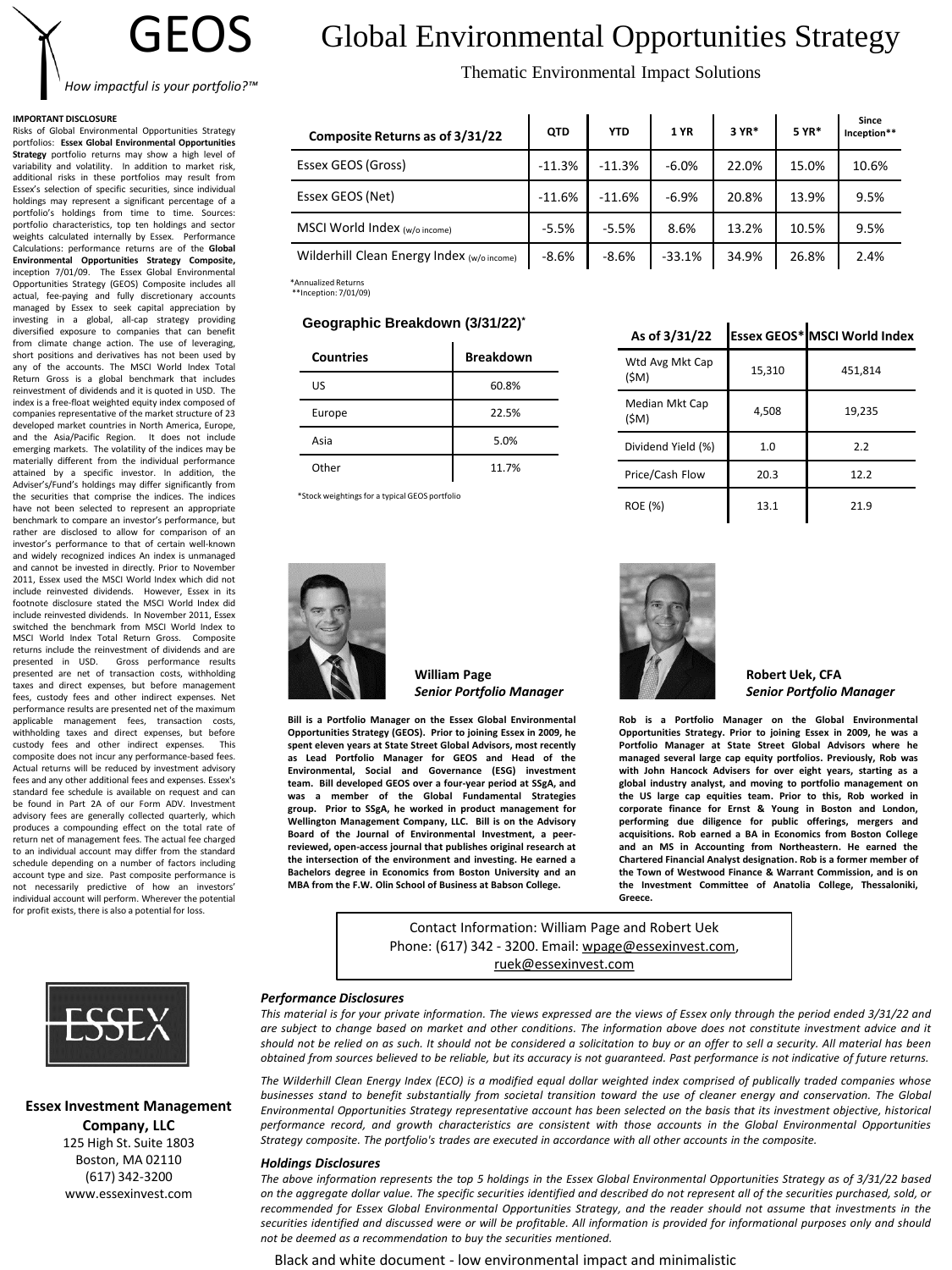# GEOS

*How impactful is your portfolio?™*

# Global Environmental Opportunities Strategy

Thematic Environmental Impact Solutions

**IMPORTANT DISCLOSURE**

Risks of Global Environmental Opportunities Strategy portfolios: **Essex Global Environmental Opportunities Strategy** portfolio returns may show a high level of variability and volatility. In addition to market risk, additional risks in these portfolios may result from Essex's selection of specific securities, since individual holdings may represent a significant percentage of a portfolio's holdings from time to time. Sources: portfolio characteristics, top ten holdings and sector weights calculated internally by Essex. Performance Calculations: performance returns are of the **Global Environmental Opportunities Strategy Composite**, inception 7/01/09. The Essex Global Environmental Opportunities Strategy (GEOS) Composite includes all actual, fee-paying and fully discretionary accounts managed by Essex to seek capital appreciation by investing in a global, all-cap strategy providing diversified exposure to companies that can benefit from climate change action. The use of leveraging, short positions and derivatives has not been used by any of the accounts. The MSCI World Index Total Return Gross is a global benchmark that includes reinvestment of dividends and it is quoted in USD. The index is a free-float weighted equity index composed of companies representative of the market structure of 23 developed market countries in North America, Europe, and the Asia/Pacific Region. It does not include emerging markets. The volatility of the indices may be materially different from the individual performance attained by a specific investor. In addition, the Adviser's/Fund's holdings may differ significantly from the securities that comprise the indices. The indices have not been selected to represent an appropriate benchmark to compare an investor's performance, but rather are disclosed to allow for comparison of an investor's performance to that of certain well-known and widely recognized indices An index is unmanaged and cannot be invested in directly. Prior to November 2011, Essex used the MSCI World Index which did not include reinvested dividends. However, Essex in its footnote disclosure stated the MSCI World Index did include reinvested dividends. In November 2011, Essex switched the benchmark from MSCI World Index to MSCI World Index Total Return Gross. Composite returns include the reinvestment of dividends and are presented in USD. Gross performance results presented are net of transaction costs, withholding taxes and direct expenses, but before management fees, custody fees and other indirect expenses. Net performance results are presented net of the maximum applicable management fees, transaction costs, withholding taxes and direct expenses, but before custody fees and other indirect expenses. This composite does not incur any performance-based fees. Actual returns will be reduced by investment advisory fees and any other additional fees and expenses. Essex's standard fee schedule is available on request and can be found in Part 2A of our Form ADV. Investment advisory fees are generally collected quarterly, which produces a compounding effect on the total rate of return net of management fees. The actual fee charged to an individual account may differ from the standard schedule depending on a number of factors including account type and size. Past composite performance is not necessarily predictive of how an investors' individual account will perform. Wherever the potential for profit exists, there is also a potential for loss.

| Composite Returns as of 3/31/22 | QTD | YTD | 1 YR | 3 YR* | 5 YR* | Since Inception** |
|---|---|---|---|---|---|---|
| Essex GEOS (Gross) | -11.3% | -11.3% | -6.0% | 22.0% | 15.0% | 10.6% |
| Essex GEOS (Net) | -11.6% | -11.6% | -6.9% | 20.8% | 13.9% | 9.5% |
| MSCI World Index (w/o income) | -5.5% | -5.5% | 8.6% | 13.2% | 10.5% | 9.5% |
| Wilderhill Clean Energy Index (w/o income) | -8.6% | -8.6% | -33.1% | 34.9% | 26.8% | 2.4% |

*Annualized Returns
**Inception: 7/01/09)

### Geographic Breakdown (3/31/22)*

| Countries | Breakdown |
|---|---|
| US | 60.8% |
| Europe | 22.5% |
| Asia | 5.0% |
| Other | 11.7% |

*Stock weightings for a typical GEOS portfolio

| As of 3/31/22 | Essex GEOS* | MSCI World Index |
|---|---|---|
| Wtd Avg Mkt Cap ($M) | 15,310 | 451,814 |
| Median Mkt Cap ($M) | 4,508 | 19,235 |
| Dividend Yield (%) | 1.0 | 2.2 |
| Price/Cash Flow | 20.3 | 12.2 |
| ROE (%) | 13.1 | 21.9 |

**William Page**
***Senior Portfolio Manager***

**Bill is a Portfolio Manager on the Essex Global Environmental Opportunities Strategy (GEOS). Prior to joining Essex in 2009, he spent eleven years at State Street Global Advisors, most recently as Lead Portfolio Manager for GEOS and Head of the Environmental, Social and Governance (ESG) investment team. Bill developed GEOS over a four-year period at SSgA, and was a member of the Global Fundamental Strategies group. Prior to SSgA, he worked in product management for Wellington Management Company, LLC. Bill is on the Advisory Board of the Journal of Environmental Investment, a peer-reviewed, open-access journal that publishes original research at the intersection of the environment and investing. He earned a Bachelors degree in Economics from Boston University and an MBA from the F.W. Olin School of Business at Babson College.**

**Robert Uek, CFA**
***Senior Portfolio Manager***

**Rob is a Portfolio Manager on the Global Environmental Opportunities Strategy. Prior to joining Essex in 2009, he was a Portfolio Manager at State Street Global Advisors where he managed several large cap equity portfolios. Previously, Rob was with John Hancock Advisers for over eight years, starting as a global industry analyst, and moving to portfolio management on the US large cap equities team. Prior to this, Rob worked in corporate finance for Ernst & Young in Boston and London, performing due diligence for public offerings, mergers and acquisitions. Rob earned a BA in Economics from Boston College and an MS in Accounting from Northeastern. He earned the Chartered Financial Analyst designation. Rob is a former member of the Town of Westwood Finance & Warrant Commission, and is on the Investment Committee of Anatolia College, Thessaloniki, Greece.**

Contact Information: William Page and Robert Uek
Phone: (617) 342 - 3200. Email: wpage@essexinvest.com, ruek@essexinvest.com

ESSEX

**Essex Investment Management Company, LLC**
125 High St. Suite 1803
Boston, MA 02110
(617) 342-3200
www.essexinvest.com

#### *Performance Disclosures*

*This material is for your private information. The views expressed are the views of Essex only through the period ended 3/31/22 and are subject to change based on market and other conditions. The information above does not constitute investment advice and it should not be relied on as such. It should not be considered a solicitation to buy or an offer to sell a security. All material has been obtained from sources believed to be reliable, but its accuracy is not guaranteed. Past performance is not indicative of future returns.*

*The Wilderhill Clean Energy Index (ECO) is a modified equal dollar weighted index comprised of publically traded companies whose businesses stand to benefit substantially from societal transition toward the use of cleaner energy and conservation. The Global Environmental Opportunities Strategy representative account has been selected on the basis that its investment objective, historical performance record, and growth characteristics are consistent with those accounts in the Global Environmental Opportunities Strategy composite. The portfolio's trades are executed in accordance with all other accounts in the composite.*

#### *Holdings Disclosures*

*The above information represents the top 5 holdings in the Essex Global Environmental Opportunities Strategy as of 3/31/22 based on the aggregate dollar value. The specific securities identified and described do not represent all of the securities purchased, sold, or recommended for Essex Global Environmental Opportunities Strategy, and the reader should not assume that investments in the securities identified and discussed were or will be profitable. All information is provided for informational purposes only and should not be deemed as a recommendation to buy the securities mentioned.*

Black and white document - low environmental impact and minimalistic